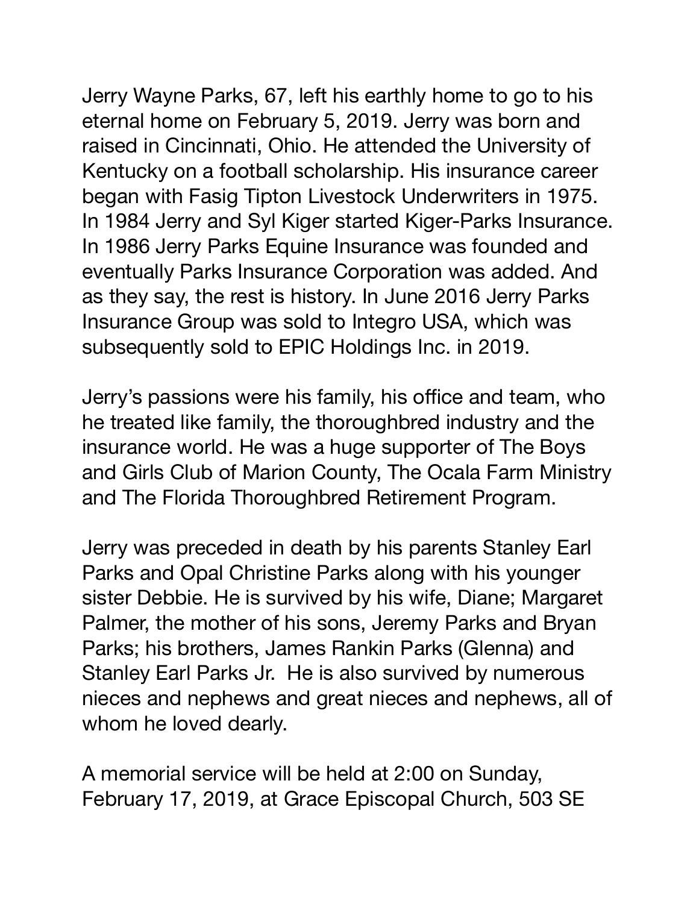Jerry Wayne Parks, 67, left his earthly home to go to his eternal home on February 5, 2019. Jerry was born and raised in Cincinnati, Ohio. He attended the University of Kentucky on a football scholarship. His insurance career began with Fasig Tipton Livestock Underwriters in 1975. In 1984 Jerry and Syl Kiger started Kiger-Parks Insurance. In 1986 Jerry Parks Equine Insurance was founded and eventually Parks Insurance Corporation was added. And as they say, the rest is history. In June 2016 Jerry Parks Insurance Group was sold to Integro USA, which was subsequently sold to EPIC Holdings Inc. in 2019.

Jerry's passions were his family, his office and team, who he treated like family, the thoroughbred industry and the insurance world. He was a huge supporter of The Boys and Girls Club of Marion County, The Ocala Farm Ministry and The Florida Thoroughbred Retirement Program.

Jerry was preceded in death by his parents Stanley Earl Parks and Opal Christine Parks along with his younger sister Debbie. He is survived by his wife, Diane; Margaret Palmer, the mother of his sons, Jeremy Parks and Bryan Parks; his brothers, James Rankin Parks (Glenna) and Stanley Earl Parks Jr. He is also survived by numerous nieces and nephews and great nieces and nephews, all of whom he loved dearly.

A memorial service will be held at 2:00 on Sunday, February 17, 2019, at Grace Episcopal Church, 503 SE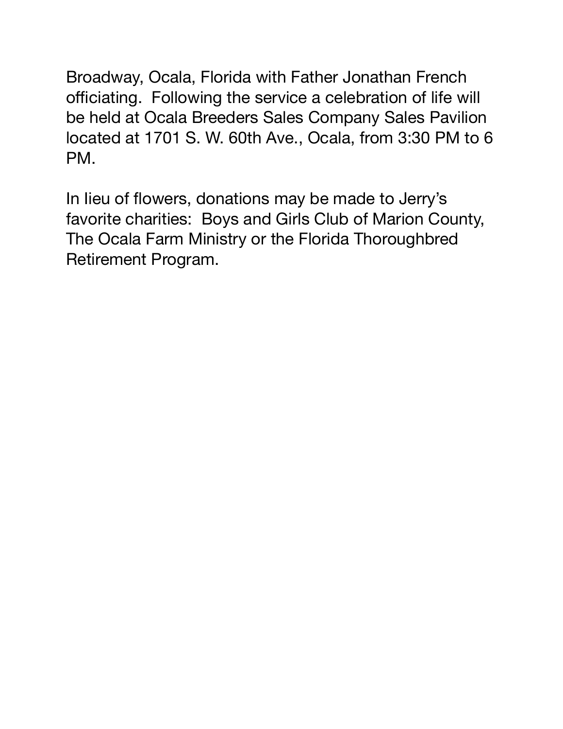Broadway, Ocala, Florida with Father Jonathan French officiating.  Following the service a celebration of life will be held at Ocala Breeders Sales Company Sales Pavilion located at 1701 S. W. 60th Ave., Ocala, from 3:30 PM to 6 PM.

In lieu of flowers, donations may be made to Jerry's favorite charities:  Boys and Girls Club of Marion County, The Ocala Farm Ministry or the Florida Thoroughbred Retirement Program.